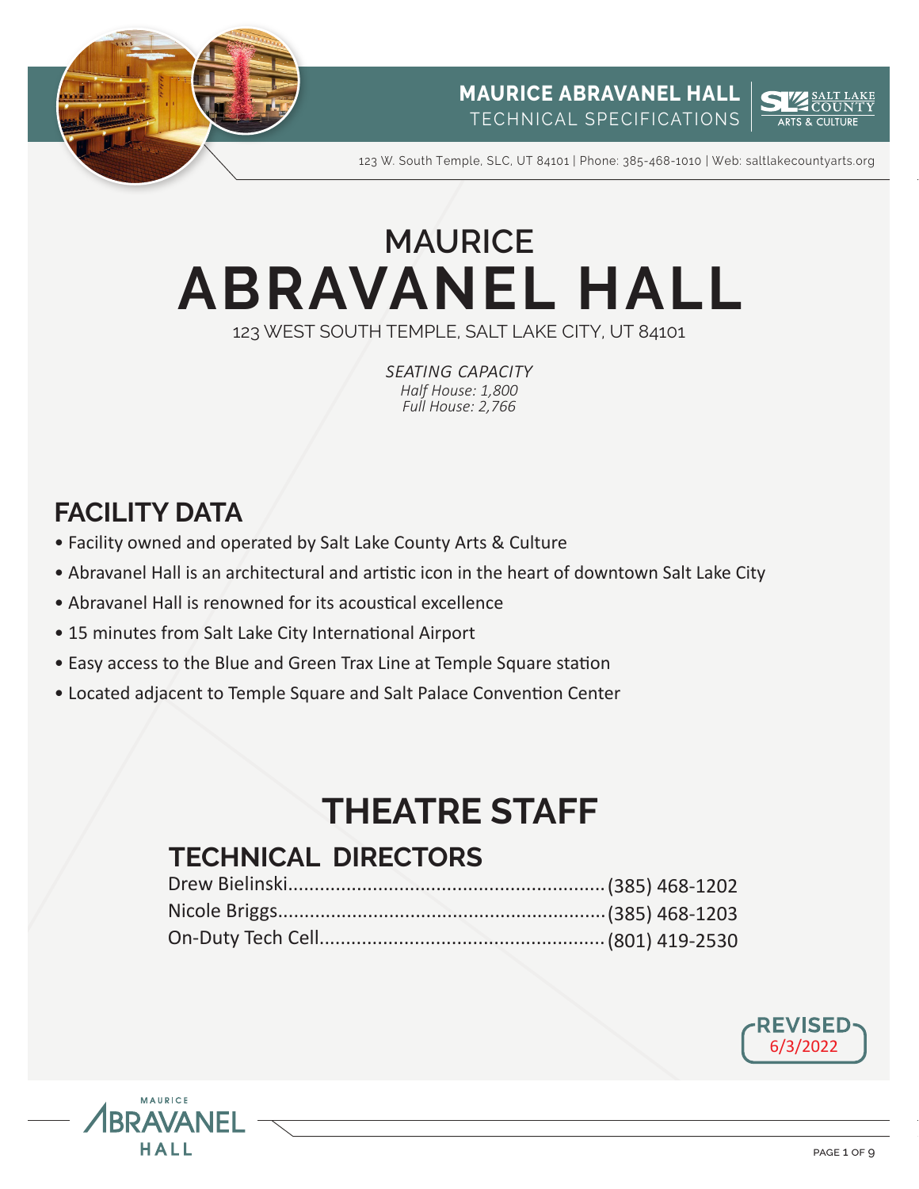# MAURICE ABRAVANEL HALL

123 WEST SOUTH TEMPLE, SALT LAKE CITY, UT 84101

*SEATING CAPACITY*
*Half House: 1,800*
*Full House: 2,766*

## FACILITY DATA

- Facility owned and operated by Salt Lake County Arts & Culture
- Abravanel Hall is an architectural and artistic icon in the heart of downtown Salt Lake City
- Abravanel Hall is renowned for its acoustical excellence
- 15 minutes from Salt Lake City International Airport
- Easy access to the Blue and Green Trax Line at Temple Square station
- Located adjacent to Temple Square and Salt Palace Convention Center

## THEATRE STAFF

### TECHNICAL DIRECTORS

Drew Bielinski............(385) 468-1202
Nicole Briggs............(385) 468-1203
On-Duty Tech Cell............(801) 419-2530

REVISED 6/3/2022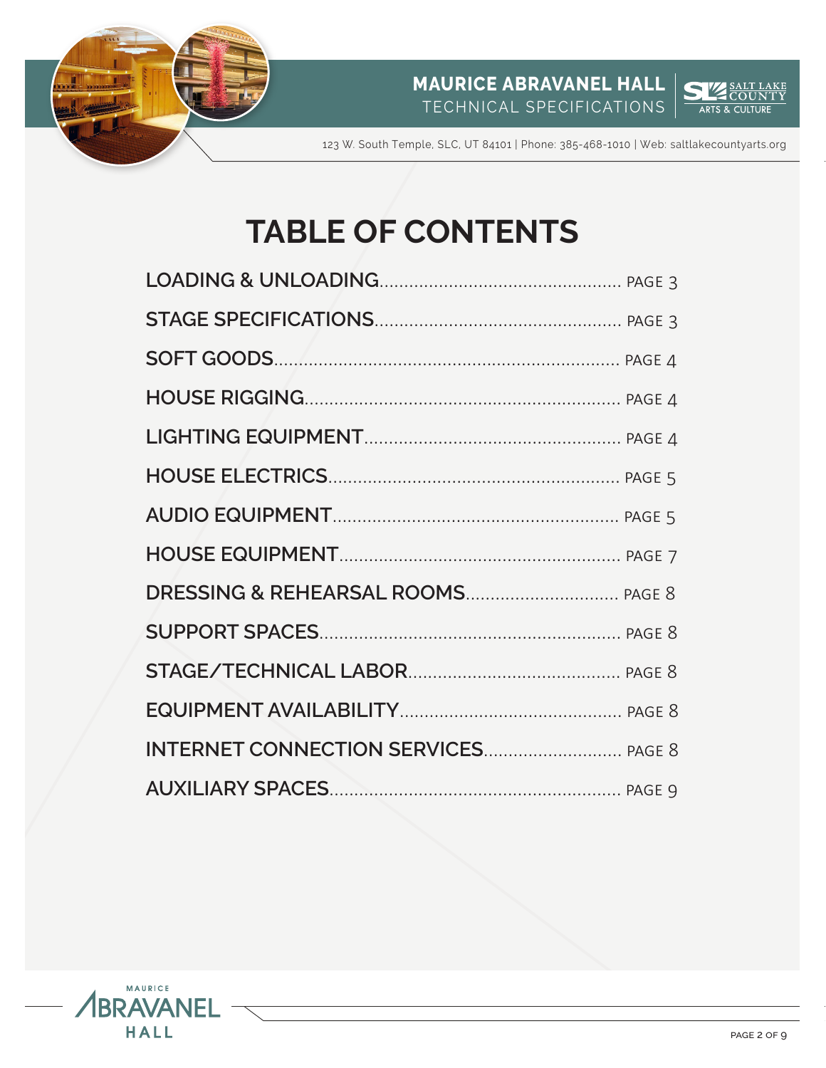# TABLE OF CONTENTS

| Section | Page |
|---|---|
| LOADING & UNLOADING | PAGE 3 |
| STAGE SPECIFICATIONS | PAGE 3 |
| SOFT GOODS | PAGE 4 |
| HOUSE RIGGING | PAGE 4 |
| LIGHTING EQUIPMENT | PAGE 4 |
| HOUSE ELECTRICS | PAGE 5 |
| AUDIO EQUIPMENT | PAGE 5 |
| HOUSE EQUIPMENT | PAGE 7 |
| DRESSING & REHEARSAL ROOMS | PAGE 8 |
| SUPPORT SPACES | PAGE 8 |
| STAGE/TECHNICAL LABOR | PAGE 8 |
| EQUIPMENT AVAILABILITY | PAGE 8 |
| INTERNET CONNECTION SERVICES | PAGE 8 |
| AUXILIARY SPACES | PAGE 9 |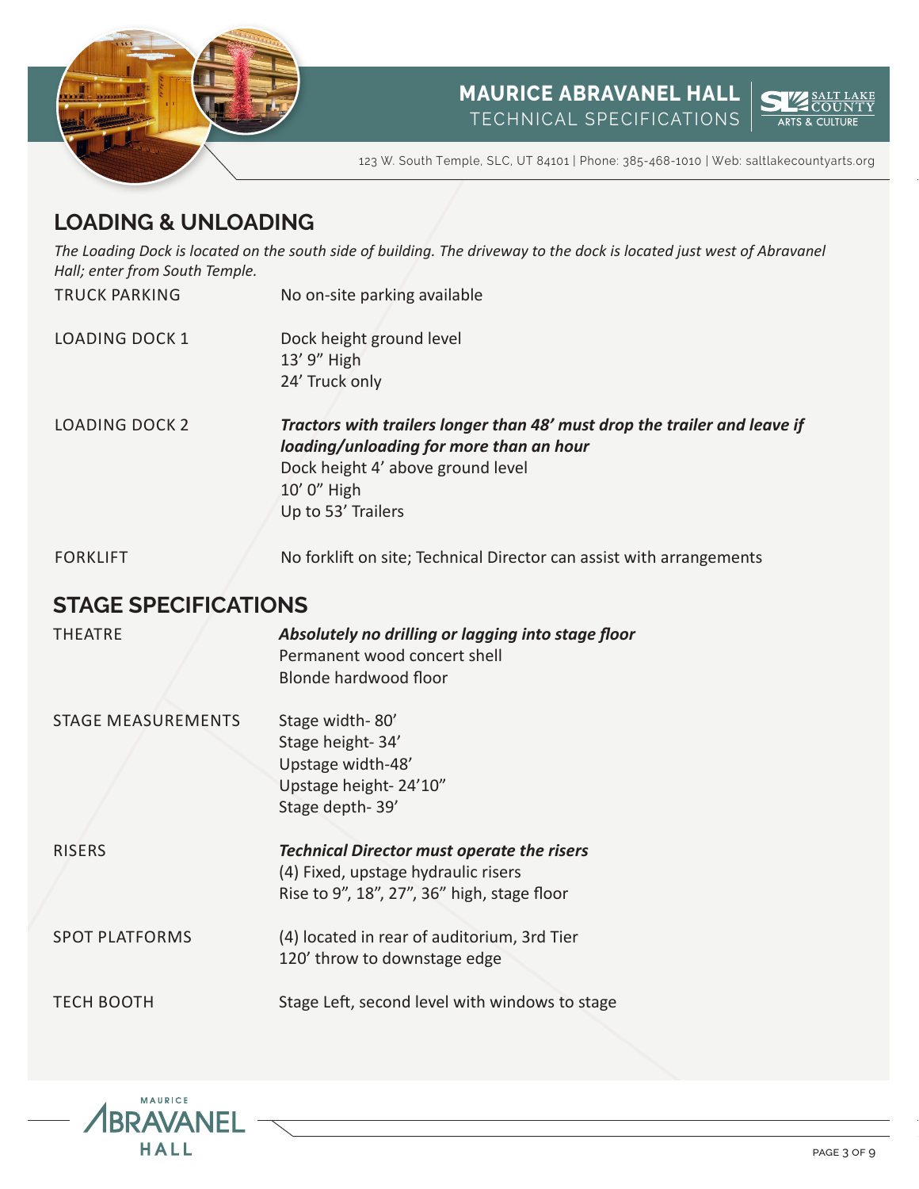## LOADING & UNLOADING

*The Loading Dock is located on the south side of building. The driveway to the dock is located just west of Abravanel Hall; enter from South Temple.*

| | |
|---|---|
| TRUCK PARKING | No on-site parking available |
| LOADING DOCK 1 | Dock height ground level<br>13' 9" High<br>24' Truck only |
| LOADING DOCK 2 | ***Tractors with trailers longer than 48' must drop the trailer and leave if loading/unloading for more than an hour***<br>Dock height 4' above ground level<br>10' 0" High<br>Up to 53' Trailers |
| FORKLIFT | No forklift on site; Technical Director can assist with arrangements |

## STAGE SPECIFICATIONS

| | |
|---|---|
| THEATRE | ***Absolutely no drilling or lagging into stage floor***<br>Permanent wood concert shell<br>Blonde hardwood floor |
| STAGE MEASUREMENTS | Stage width- 80'<br>Stage height- 34'<br>Upstage width-48'<br>Upstage height- 24'10"<br>Stage depth- 39' |
| RISERS | ***Technical Director must operate the risers***<br>(4) Fixed, upstage hydraulic risers<br>Rise to 9", 18", 27", 36" high, stage floor |
| SPOT PLATFORMS | (4) located in rear of auditorium, 3rd Tier<br>120' throw to downstage edge |
| TECH BOOTH | Stage Left, second level with windows to stage |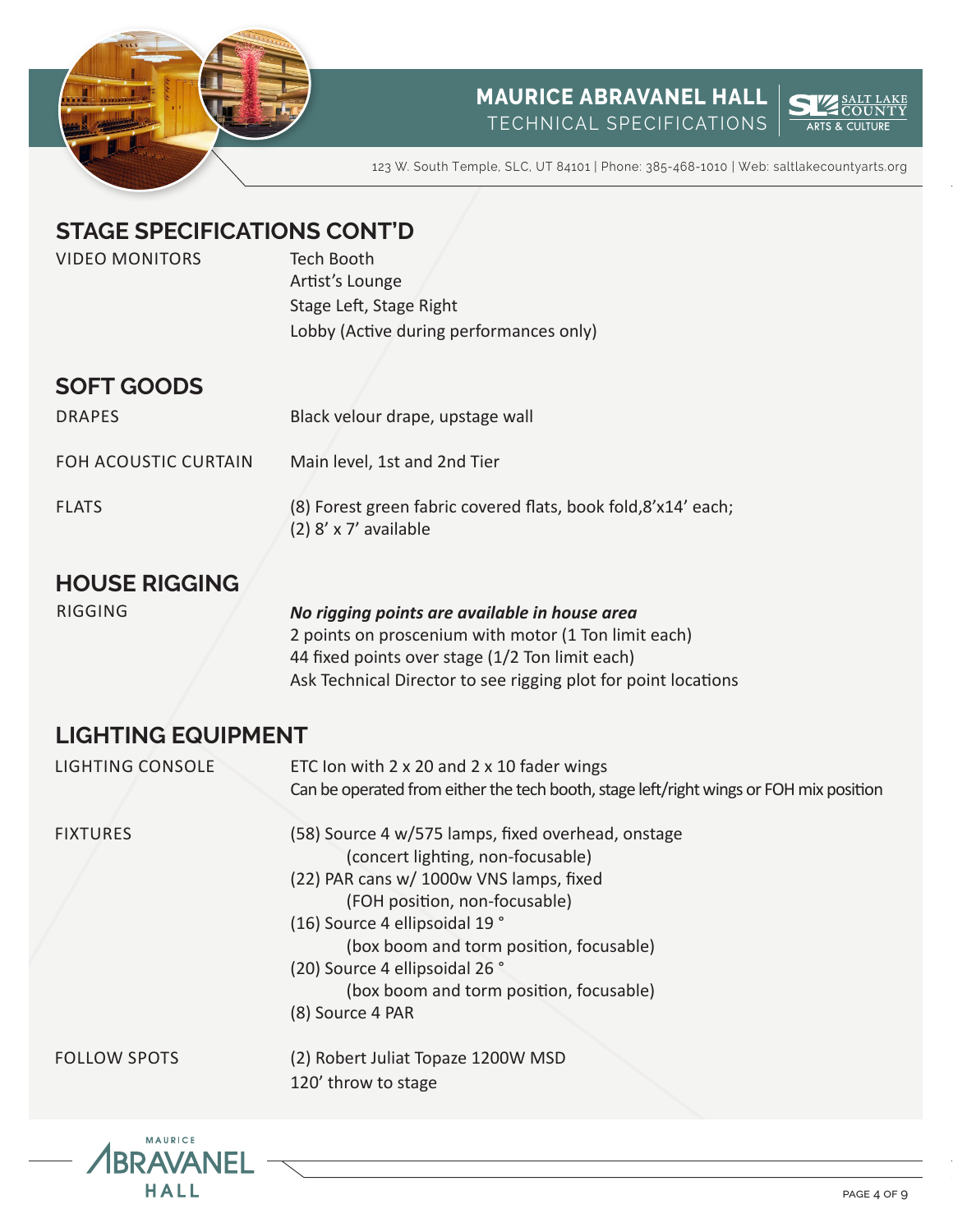## STAGE SPECIFICATIONS CONT'D

| | |
|---|---|
| VIDEO MONITORS | Tech Booth<br>Artist's Lounge<br>Stage Left, Stage Right<br>Lobby (Active during performances only) |

## SOFT GOODS

| | |
|---|---|
| DRAPES | Black velour drape, upstage wall |
| FOH ACOUSTIC CURTAIN | Main level, 1st and 2nd Tier |
| FLATS | (8) Forest green fabric covered flats, book fold,8'x14' each;<br>(2) 8' x 7' available |

## HOUSE RIGGING

| | |
|---|---|
| RIGGING | ***No rigging points are available in house area***<br>2 points on proscenium with motor (1 Ton limit each)<br>44 fixed points over stage (1/2 Ton limit each)<br>Ask Technical Director to see rigging plot for point locations |

## LIGHTING EQUIPMENT

| | |
|---|---|
| LIGHTING CONSOLE | ETC Ion with 2 x 20 and 2 x 10 fader wings<br>Can be operated from either the tech booth, stage left/right wings or FOH mix position |
| FIXTURES | (58) Source 4 w/575 lamps, fixed overhead, onstage<br>(concert lighting, non-focusable)<br>(22) PAR cans w/ 1000w VNS lamps, fixed<br>(FOH position, non-focusable)<br>(16) Source 4 ellipsoidal 19 °<br>(box boom and torm position, focusable)<br>(20) Source 4 ellipsoidal 26 °<br>(box boom and torm position, focusable)<br>(8) Source 4 PAR |
| FOLLOW SPOTS | (2) Robert Juliat Topaze 1200W MSD<br>120' throw to stage |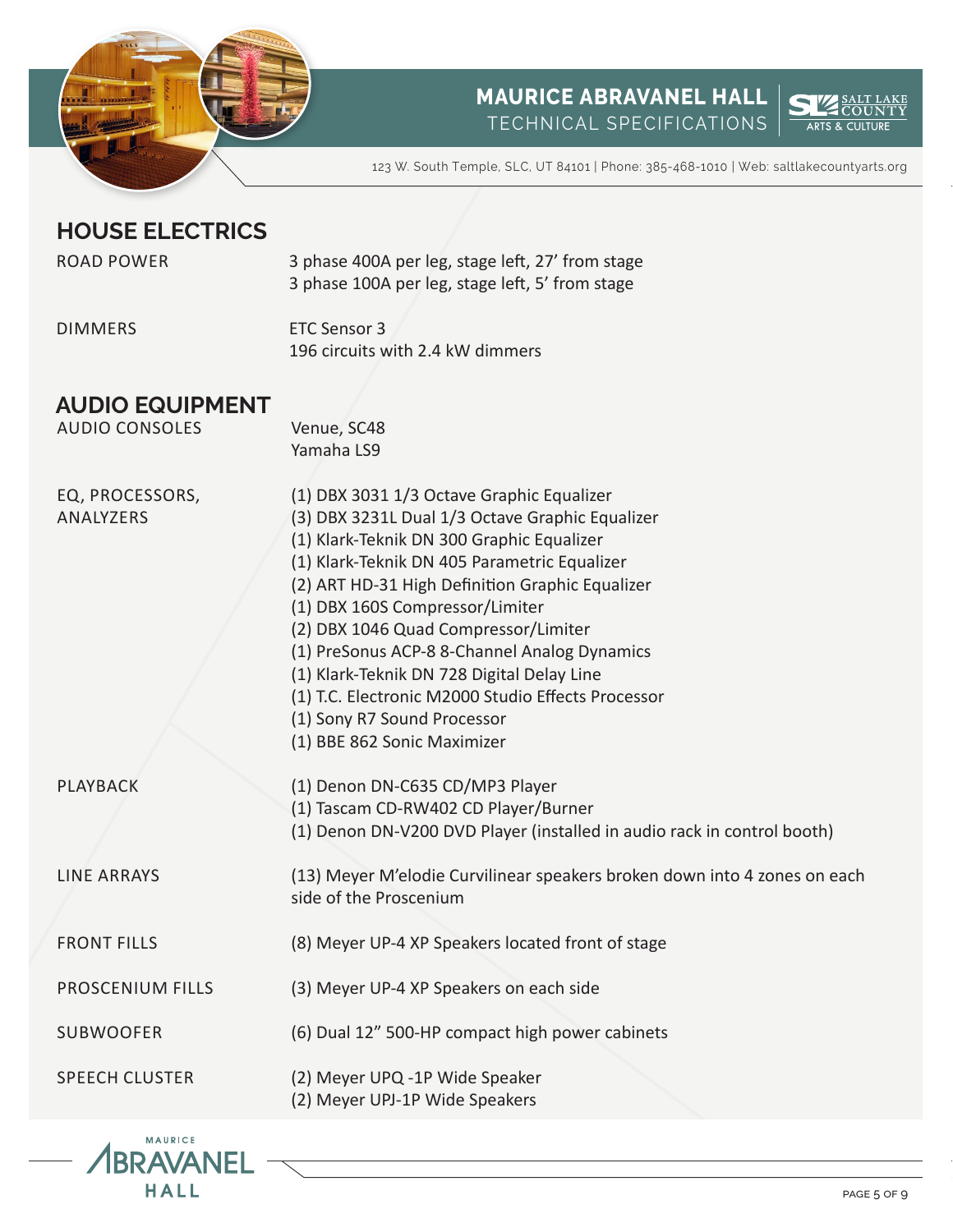# MAURICE ABRAVANEL HALL

TECHNICAL SPECIFICATIONS

123 W. South Temple, SLC, UT 84101 | Phone: 385-468-1010 | Web: saltlakecountyarts.org

## HOUSE ELECTRICS

| | |
|---|---|
| ROAD POWER | 3 phase 400A per leg, stage left, 27' from stage<br>3 phase 100A per leg, stage left, 5' from stage |
| DIMMERS | ETC Sensor 3<br>196 circuits with 2.4 kW dimmers |

## AUDIO EQUIPMENT

| | |
|---|---|
| AUDIO CONSOLES | Venue, SC48<br>Yamaha LS9 |
| EQ, PROCESSORS, ANALYZERS | (1) DBX 3031 1/3 Octave Graphic Equalizer<br>(3) DBX 3231L Dual 1/3 Octave Graphic Equalizer<br>(1) Klark-Teknik DN 300 Graphic Equalizer<br>(1) Klark-Teknik DN 405 Parametric Equalizer<br>(2) ART HD-31 High Definition Graphic Equalizer<br>(1) DBX 160S Compressor/Limiter<br>(2) DBX 1046 Quad Compressor/Limiter<br>(1) PreSonus ACP-8 8-Channel Analog Dynamics<br>(1) Klark-Teknik DN 728 Digital Delay Line<br>(1) T.C. Electronic M2000 Studio Effects Processor<br>(1) Sony R7 Sound Processor<br>(1) BBE 862 Sonic Maximizer |
| PLAYBACK | (1) Denon DN-C635 CD/MP3 Player<br>(1) Tascam CD-RW402 CD Player/Burner<br>(1) Denon DN-V200 DVD Player (installed in audio rack in control booth) |
| LINE ARRAYS | (13) Meyer M'elodie Curvilinear speakers broken down into 4 zones on each side of the Proscenium |
| FRONT FILLS | (8) Meyer UP-4 XP Speakers located front of stage |
| PROSCENIUM FILLS | (3) Meyer UP-4 XP Speakers on each side |
| SUBWOOFER | (6) Dual 12" 500-HP compact high power cabinets |
| SPEECH CLUSTER | (2) Meyer UPQ -1P Wide Speaker<br>(2) Meyer UPJ-1P Wide Speakers |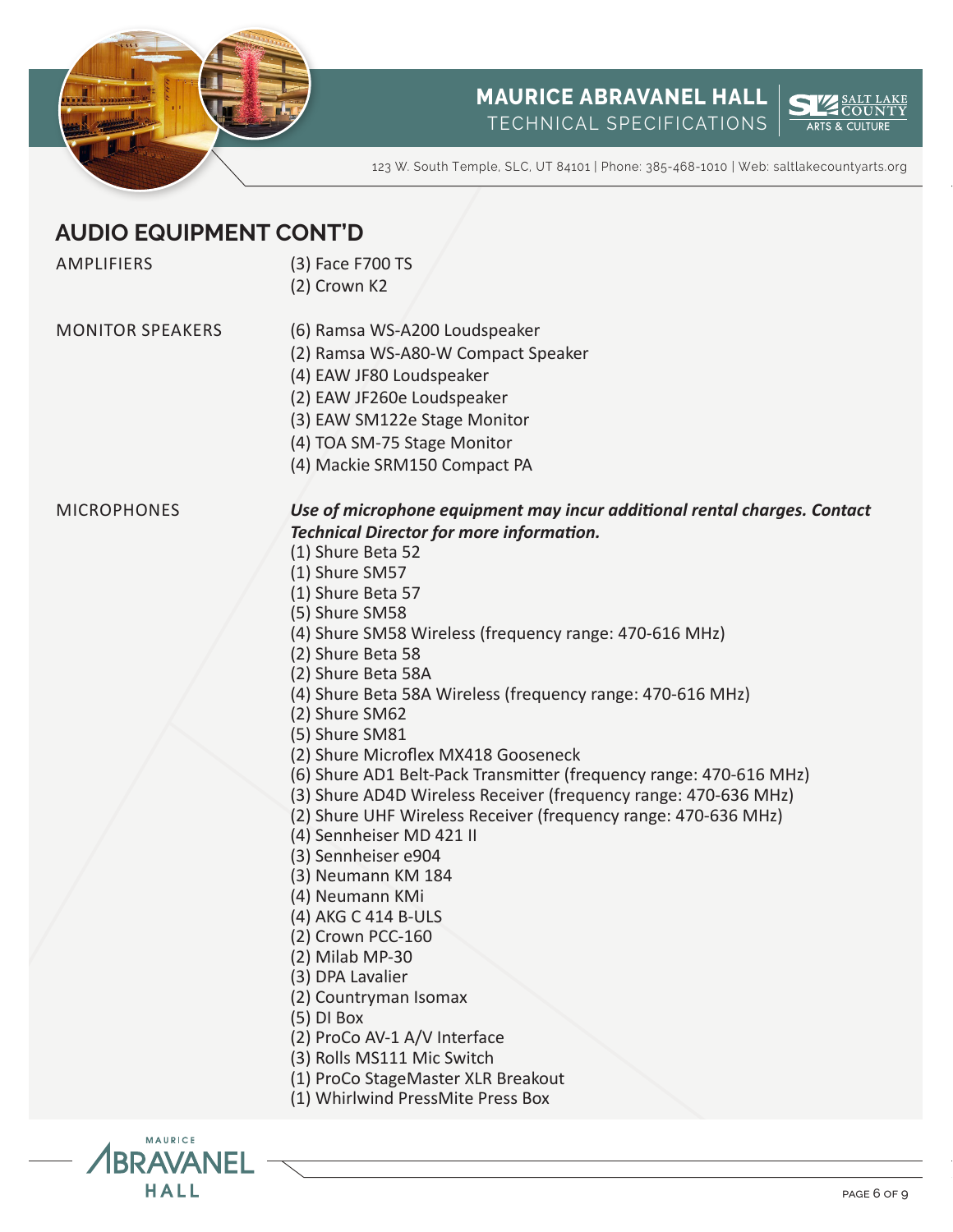## AUDIO EQUIPMENT CONT'D

AMPLIFIERS

- (3) Face F700 TS
- (2) Crown K2

MONITOR SPEAKERS

- (6) Ramsa WS-A200 Loudspeaker
- (2) Ramsa WS-A80-W Compact Speaker
- (4) EAW JF80 Loudspeaker
- (2) EAW JF260e Loudspeaker
- (3) EAW SM122e Stage Monitor
- (4) TOA SM-75 Stage Monitor
- (4) Mackie SRM150 Compact PA

MICROPHONES

***Use of microphone equipment may incur additional rental charges. Contact Technical Director for more information.***

- (1) Shure Beta 52
- (1) Shure SM57
- (1) Shure Beta 57
- (5) Shure SM58
- (4) Shure SM58 Wireless (frequency range: 470-616 MHz)
- (2) Shure Beta 58
- (2) Shure Beta 58A
- (4) Shure Beta 58A Wireless (frequency range: 470-616 MHz)
- (2) Shure SM62
- (5) Shure SM81
- (2) Shure Microflex MX418 Gooseneck
- (6) Shure AD1 Belt-Pack Transmitter (frequency range: 470-616 MHz)
- (3) Shure AD4D Wireless Receiver (frequency range: 470-636 MHz)
- (2) Shure UHF Wireless Receiver (frequency range: 470-636 MHz)
- (4) Sennheiser MD 421 II
- (3) Sennheiser e904
- (3) Neumann KM 184
- (4) Neumann KMi
- (4) AKG C 414 B-ULS
- (2) Crown PCC-160
- (2) Milab MP-30
- (3) DPA Lavalier
- (2) Countryman Isomax
- (5) DI Box
- (2) ProCo AV-1 A/V Interface
- (3) Rolls MS111 Mic Switch
- (1) ProCo StageMaster XLR Breakout
- (1) Whirlwind PressMite Press Box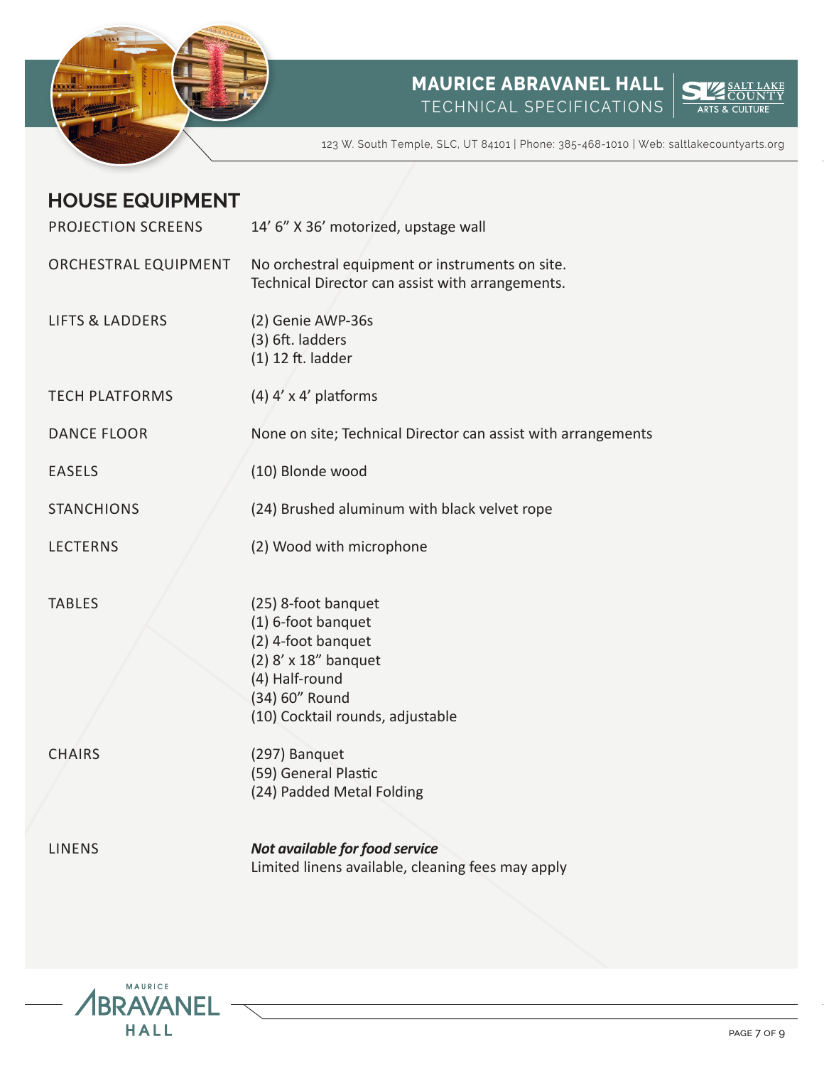## HOUSE EQUIPMENT

| | |
|---|---|
| PROJECTION SCREENS | 14' 6" X 36' motorized, upstage wall |
| ORCHESTRAL EQUIPMENT | No orchestral equipment or instruments on site.<br>Technical Director can assist with arrangements. |
| LIFTS & LADDERS | (2) Genie AWP-36s<br>(3) 6ft. ladders<br>(1) 12 ft. ladder |
| TECH PLATFORMS | (4) 4' x 4' platforms |
| DANCE FLOOR | None on site; Technical Director can assist with arrangements |
| EASELS | (10) Blonde wood |
| STANCHIONS | (24) Brushed aluminum with black velvet rope |
| LECTERNS | (2) Wood with microphone |
| TABLES | (25) 8-foot banquet<br>(1) 6-foot banquet<br>(2) 4-foot banquet<br>(2) 8' x 18" banquet<br>(4) Half-round<br>(34) 60" Round<br>(10) Cocktail rounds, adjustable |
| CHAIRS | (297) Banquet<br>(59) General Plastic<br>(24) Padded Metal Folding |
| LINENS | ***Not available for food service***<br>Limited linens available, cleaning fees may apply |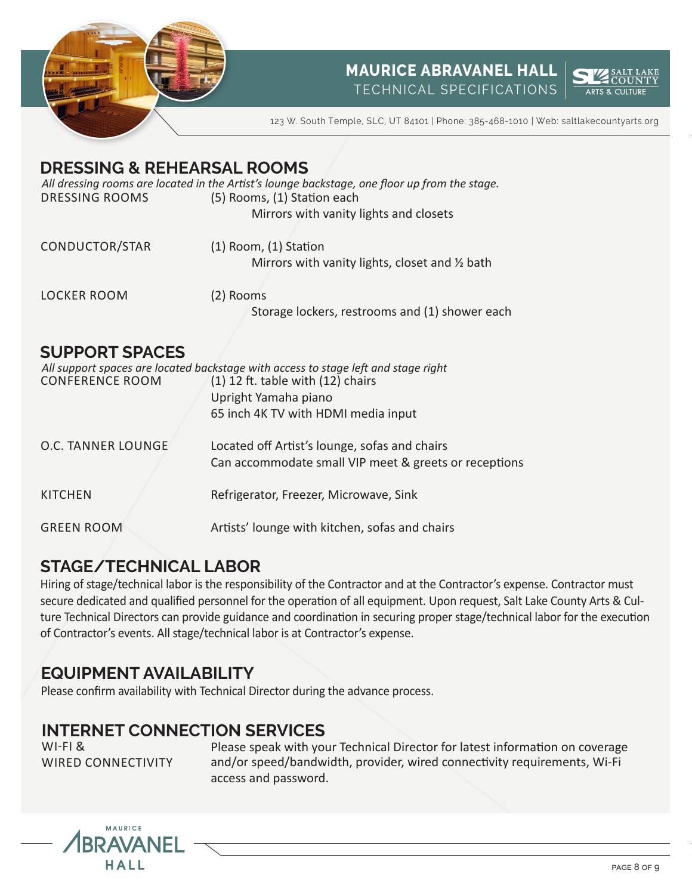## DRESSING & REHEARSAL ROOMS

*All dressing rooms are located in the Artist's lounge backstage, one floor up from the stage.*

| | |
|---|---|
| DRESSING ROOMS | (5) Rooms, (1) Station each<br>Mirrors with vanity lights and closets |
| CONDUCTOR/STAR | (1) Room, (1) Station<br>Mirrors with vanity lights, closet and ½ bath |
| LOCKER ROOM | (2) Rooms<br>Storage lockers, restrooms and (1) shower each |

## SUPPORT SPACES

*All support spaces are located backstage with access to stage left and stage right*

| | |
|---|---|
| CONFERENCE ROOM | (1) 12 ft. table with (12) chairs<br>Upright Yamaha piano<br>65 inch 4K TV with HDMI media input |
| O.C. TANNER LOUNGE | Located off Artist's lounge, sofas and chairs<br>Can accommodate small VIP meet & greets or receptions |
| KITCHEN | Refrigerator, Freezer, Microwave, Sink |
| GREEN ROOM | Artists' lounge with kitchen, sofas and chairs |

## STAGE/TECHNICAL LABOR

Hiring of stage/technical labor is the responsibility of the Contractor and at the Contractor's expense. Contractor must secure dedicated and qualified personnel for the operation of all equipment. Upon request, Salt Lake County Arts & Culture Technical Directors can provide guidance and coordination in securing proper stage/technical labor for the execution of Contractor's events. All stage/technical labor is at Contractor's expense.

## EQUIPMENT AVAILABILITY

Please confirm availability with Technical Director during the advance process.

## INTERNET CONNECTION SERVICES

| | |
|---|---|
| WI-FI & WIRED CONNECTIVITY | Please speak with your Technical Director for latest information on coverage and/or speed/bandwidth, provider, wired connectivity requirements, Wi-Fi access and password. |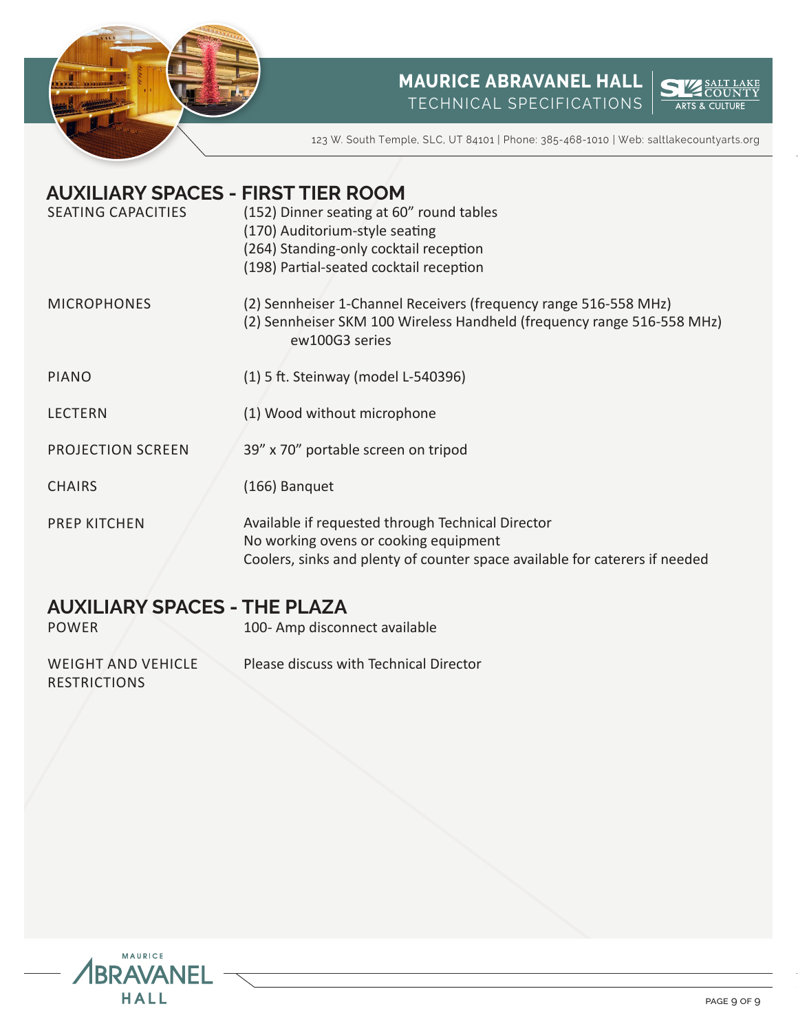## AUXILIARY SPACES - FIRST TIER ROOM

| | |
|---|---|
| SEATING CAPACITIES | (152) Dinner seating at 60” round tables<br>(170) Auditorium-style seating<br>(264) Standing-only cocktail reception<br>(198) Partial-seated cocktail reception |
| MICROPHONES | (2) Sennheiser 1-Channel Receivers (frequency range 516-558 MHz)<br>(2) Sennheiser SKM 100 Wireless Handheld (frequency range 516-558 MHz) ew100G3 series |
| PIANO | (1) 5 ft. Steinway (model L-540396) |
| LECTERN | (1) Wood without microphone |
| PROJECTION SCREEN | 39” x 70” portable screen on tripod |
| CHAIRS | (166) Banquet |
| PREP KITCHEN | Available if requested through Technical Director<br>No working ovens or cooking equipment<br>Coolers, sinks and plenty of counter space available for caterers if needed |

## AUXILIARY SPACES - THE PLAZA

| | |
|---|---|
| POWER | 100- Amp disconnect available |
| WEIGHT AND VEHICLE RESTRICTIONS | Please discuss with Technical Director |